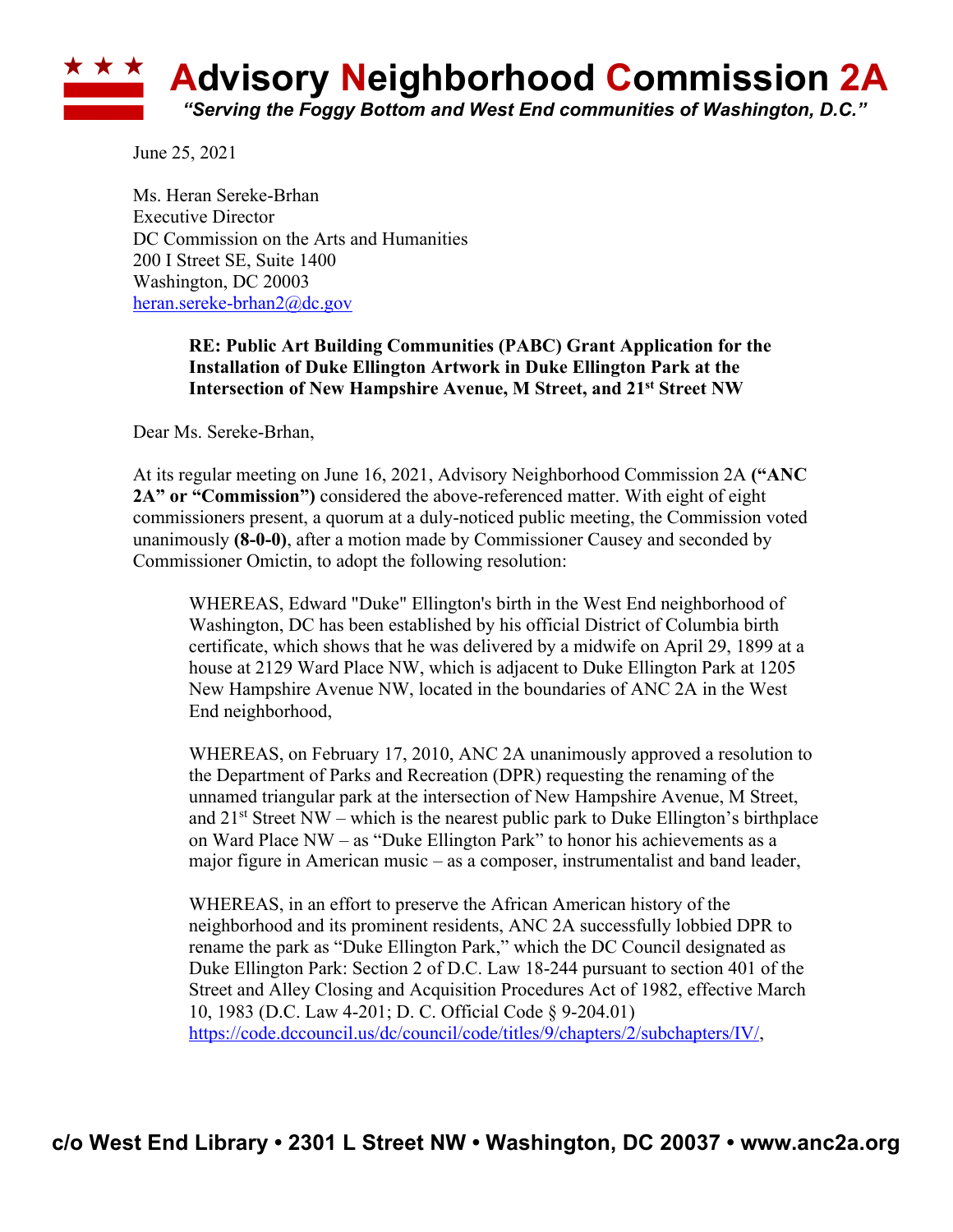# Advisory Neighborhood Commission 2A

*"Serving the Foggy Bottom and West End communities of Washington, D.C."*

June 25, 2021

Ms. Heran Sereke-Brhan
Executive Director
DC Commission on the Arts and Humanities
200 I Street SE, Suite 1400
Washington, DC 20003
heran.sereke-brhan2@dc.gov

**RE: Public Art Building Communities (PABC) Grant Application for the Installation of Duke Ellington Artwork in Duke Ellington Park at the Intersection of New Hampshire Avenue, M Street, and 21st Street NW**

Dear Ms. Sereke-Brhan,

At its regular meeting on June 16, 2021, Advisory Neighborhood Commission 2A **("ANC 2A" or "Commission")** considered the above-referenced matter. With eight of eight commissioners present, a quorum at a duly-noticed public meeting, the Commission voted unanimously **(8-0-0)**, after a motion made by Commissioner Causey and seconded by Commissioner Omictin, to adopt the following resolution:

> WHEREAS, Edward "Duke" Ellington's birth in the West End neighborhood of Washington, DC has been established by his official District of Columbia birth certificate, which shows that he was delivered by a midwife on April 29, 1899 at a house at 2129 Ward Place NW, which is adjacent to Duke Ellington Park at 1205 New Hampshire Avenue NW, located in the boundaries of ANC 2A in the West End neighborhood,
>
> WHEREAS, on February 17, 2010, ANC 2A unanimously approved a resolution to the Department of Parks and Recreation (DPR) requesting the renaming of the unnamed triangular park at the intersection of New Hampshire Avenue, M Street, and 21st Street NW – which is the nearest public park to Duke Ellington's birthplace on Ward Place NW – as "Duke Ellington Park" to honor his achievements as a major figure in American music – as a composer, instrumentalist and band leader,
>
> WHEREAS, in an effort to preserve the African American history of the neighborhood and its prominent residents, ANC 2A successfully lobbied DPR to rename the park as "Duke Ellington Park," which the DC Council designated as Duke Ellington Park: Section 2 of D.C. Law 18-244 pursuant to section 401 of the Street and Alley Closing and Acquisition Procedures Act of 1982, effective March 10, 1983 (D.C. Law 4-201; D. C. Official Code § 9-204.01) https://code.dccouncil.us/dc/council/code/titles/9/chapters/2/subchapters/IV/,

c/o West End Library • 2301 L Street NW • Washington, DC 20037 • www.anc2a.org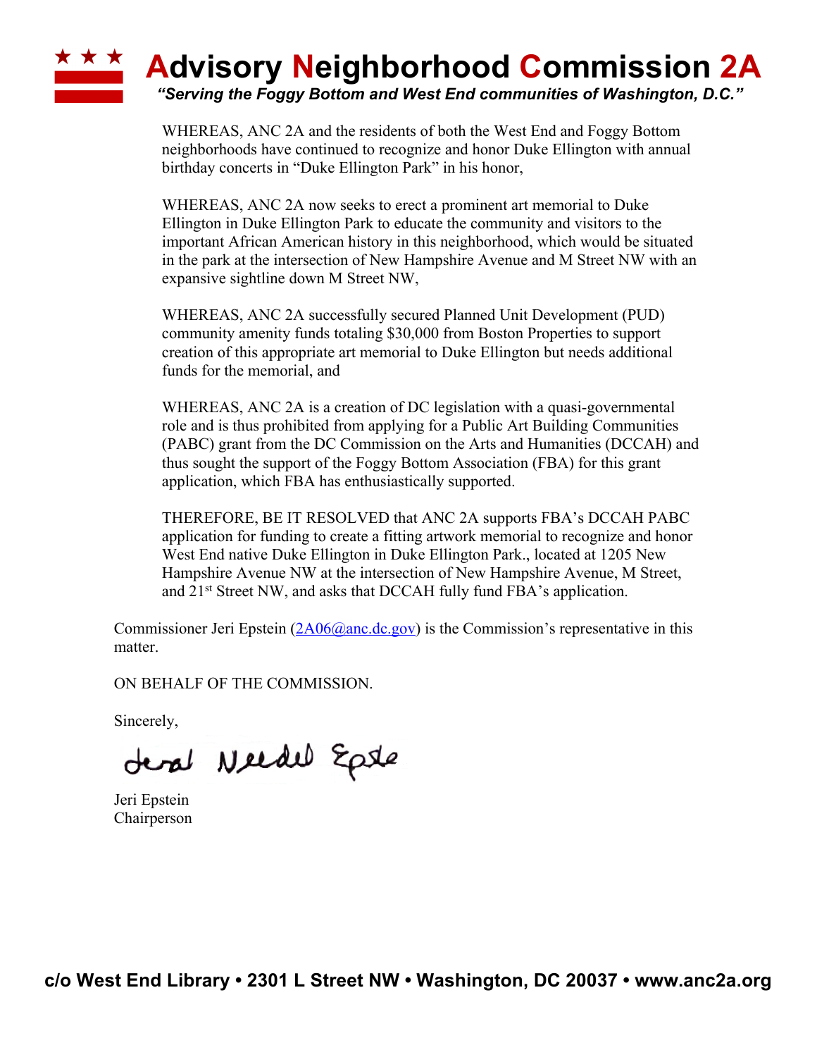# Advisory Neighborhood Commission 2A

*"Serving the Foggy Bottom and West End communities of Washington, D.C."*

WHEREAS, ANC 2A and the residents of both the West End and Foggy Bottom neighborhoods have continued to recognize and honor Duke Ellington with annual birthday concerts in "Duke Ellington Park" in his honor,

WHEREAS, ANC 2A now seeks to erect a prominent art memorial to Duke Ellington in Duke Ellington Park to educate the community and visitors to the important African American history in this neighborhood, which would be situated in the park at the intersection of New Hampshire Avenue and M Street NW with an expansive sightline down M Street NW,

WHEREAS, ANC 2A successfully secured Planned Unit Development (PUD) community amenity funds totaling $30,000 from Boston Properties to support creation of this appropriate art memorial to Duke Ellington but needs additional funds for the memorial, and

WHEREAS, ANC 2A is a creation of DC legislation with a quasi-governmental role and is thus prohibited from applying for a Public Art Building Communities (PABC) grant from the DC Commission on the Arts and Humanities (DCCAH) and thus sought the support of the Foggy Bottom Association (FBA) for this grant application, which FBA has enthusiastically supported.

THEREFORE, BE IT RESOLVED that ANC 2A supports FBA's DCCAH PABC application for funding to create a fitting artwork memorial to recognize and honor West End native Duke Ellington in Duke Ellington Park., located at 1205 New Hampshire Avenue NW at the intersection of New Hampshire Avenue, M Street, and 21st Street NW, and asks that DCCAH fully fund FBA's application.

Commissioner Jeri Epstein (2A06@anc.dc.gov) is the Commission's representative in this matter.

ON BEHALF OF THE COMMISSION.

Sincerely,

Jeri Epstein
Chairperson

c/o West End Library • 2301 L Street NW • Washington, DC 20037 • www.anc2a.org